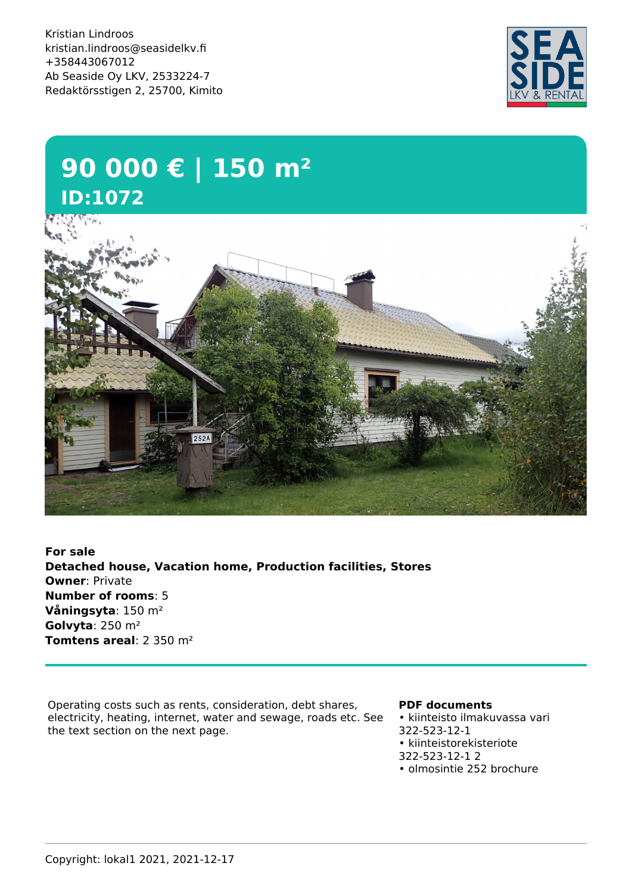Kristian Lindroos
kristian.lindroos@seasidelkv.fi
+358443067012
Ab Seaside Oy LKV, 2533224-7
Redaktörsstigen 2, 25700, Kimito

# 90 000 € | 150 m²

## ID:1072

**For sale**
**Detached house, Vacation home, Production facilities, Stores**
**Owner**: Private
**Number of rooms**: 5
**Våningsyta**: 150 m²
**Golvyta**: 250 m²
**Tomtens areal**: 2 350 m²

---

Operating costs such as rents, consideration, debt shares, electricity, heating, internet, water and sewage, roads etc. See the text section on the next page.

**PDF documents**

- kiinteisto ilmakuvassa vari 322-523-12-1
- kiinteistorekisteriote 322-523-12-1 2
- olmosintie 252 brochure

Copyright: lokal1 2021, 2021-12-17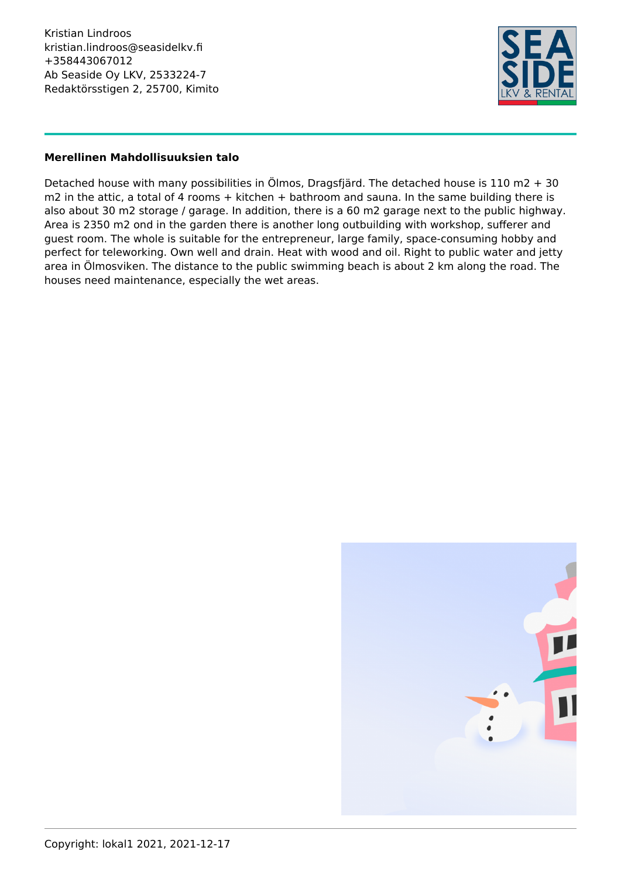Kristian Lindroos
kristian.lindroos@seasidelkv.fi
+358443067012
Ab Seaside Oy LKV, 2533224-7
Redaktörsstigen 2, 25700, Kimito

**Merellinen Mahdollisuuksien talo**

Detached house with many possibilities in Ölmos, Dragsfjärd. The detached house is 110 m2 + 30 m2 in the attic, a total of 4 rooms + kitchen + bathroom and sauna. In the same building there is also about 30 m2 storage / garage. In addition, there is a 60 m2 garage next to the public highway. Area is 2350 m2 ond in the garden there is another long outbuilding with workshop, sufferer and guest room. The whole is suitable for the entrepreneur, large family, space-consuming hobby and perfect for teleworking. Own well and drain. Heat with wood and oil. Right to public water and jetty area in Ölmosviken. The distance to the public swimming beach is about 2 km along the road. The houses need maintenance, especially the wet areas.

Copyright: lokal1 2021, 2021-12-17